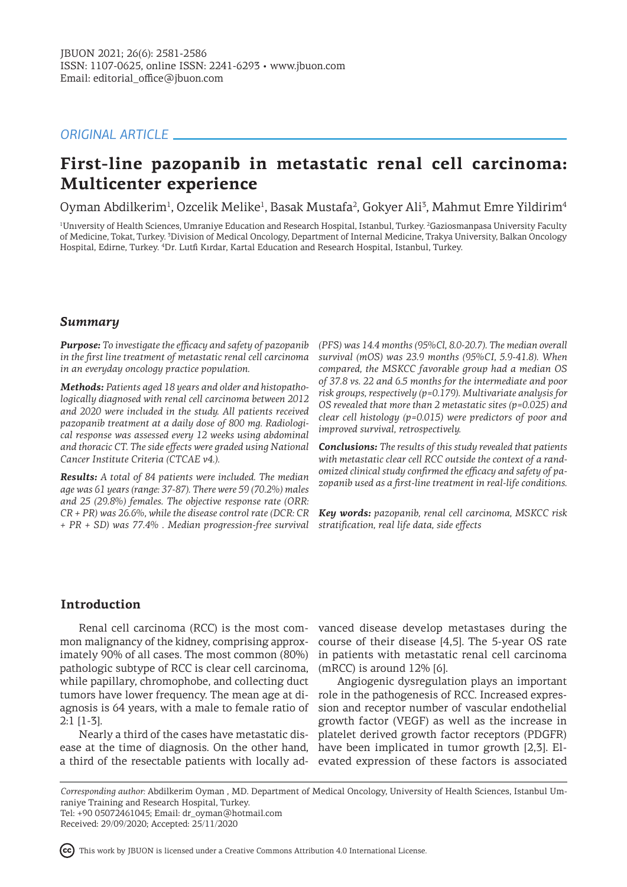*ORIGINAL ARTICLE*

# First-line pazopanib in metastatic renal cell carcinoma: Multicenter experience

Oyman Abdilkerim[1], Ozcelik Melike[1], Basak Mustafa[2], Gokyer Ali[3], Mahmut Emre Yildirim[4]

[1]Unıversity of Health Sciences, Umraniye Education and Research Hospital, Istanbul, Turkey. [2]Gaziosmanpasa University Faculty of Medicine, Tokat, Turkey. [3]Division of Medical Oncology, Department of Internal Medicine, Trakya University, Balkan Oncology Hospital, Edirne, Turkey. [4]Dr. Lutfi Kırdar, Kartal Education and Research Hospital, Istanbul, Turkey.

## *Summary*

***Purpose:*** *To investigate the efficacy and safety of pazopanib in the first line treatment of metastatic renal cell carcinoma in an everyday oncology practice population.*

***Methods:*** *Patients aged 18 years and older and histopathologically diagnosed with renal cell carcinoma between 2012 and 2020 were included in the study. All patients received pazopanib treatment at a daily dose of 800 mg. Radiological response was assessed every 12 weeks using abdominal and thoracic CT. The side effects were graded using National Cancer Institute Criteria (CTCAE v4.).*

***Results:*** *A total of 84 patients were included. The median age was 61 years (range: 37-87). There were 59 (70.2%) males and 25 (29.8%) females. The objective response rate (ORR: CR + PR) was 26.6%, while the disease control rate (DCR: CR + PR + SD) was 77.4% . Median progression-free survival (PFS) was 14.4 months (95%Cl, 8.0-20.7). The median overall survival (mOS) was 23.9 months (95%CI, 5.9-41.8). When compared, the MSKCC favorable group had a median OS of 37.8 vs. 22 and 6.5 months for the intermediate and poor risk groups, respectively (p=0.179). Multivariate analysis for OS revealed that more than 2 metastatic sites (p=0.025) and clear cell histology (p=0.015) were predictors of poor and improved survival, retrospectively.*

***Conclusions:*** *The results of this study revealed that patients with metastatic clear cell RCC outside the context of a randomized clinical study confirmed the efficacy and safety of pazopanib used as a first-line treatment in real-life conditions.*

***Key words:*** *pazopanib, renal cell carcinoma, MSKCC risk stratification, real life data, side effects*

## Introduction

Renal cell carcinoma (RCC) is the most common malignancy of the kidney, comprising approximately 90% of all cases. The most common (80%) pathologic subtype of RCC is clear cell carcinoma, while papillary, chromophobe, and collecting duct tumors have lower frequency. The mean age at diagnosis is 64 years, with a male to female ratio of 2:1 [1-3].

Nearly a third of the cases have metastatic disease at the time of diagnosis. On the other hand, a third of the resectable patients with locally advanced disease develop metastases during the course of their disease [4,5]. The 5-year OS rate in patients with metastatic renal cell carcinoma (mRCC) is around 12% [6].

Angiogenic dysregulation plays an important role in the pathogenesis of RCC. Increased expression and receptor number of vascular endothelial growth factor (VEGF) as well as the increase in platelet derived growth factor receptors (PDGFR) have been implicated in tumor growth [2,3]. Elevated expression of these factors is associated

*Corresponding author:* Abdilkerim Oyman , MD. Department of Medical Oncology, University of Health Sciences, Istanbul Umraniye Training and Research Hospital, Turkey.
Tel: +90 05072461045; Email: dr_oyman@hotmail.com
Received: 29/09/2020; Accepted: 25/11/2020

This work by JBUON is licensed under a Creative Commons Attribution 4.0 International License.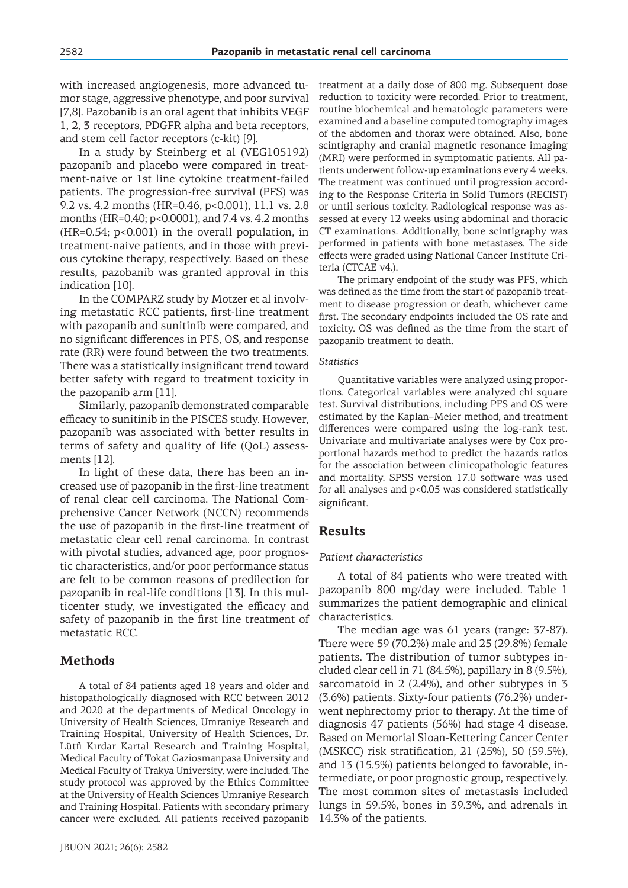with increased angiogenesis, more advanced tumor stage, aggressive phenotype, and poor survival [7,8]. Pazobanib is an oral agent that inhibits VEGF 1, 2, 3 receptors, PDGFR alpha and beta receptors, and stem cell factor receptors (c-kit) [9].

In a study by Steinberg et al (VEG105192) pazopanib and placebo were compared in treatment-naive or 1st line cytokine treatment-failed patients. The progression-free survival (PFS) was 9.2 vs. 4.2 months (HR=0.46, p<0.001), 11.1 vs. 2.8 months (HR=0.40; p<0.0001), and 7.4 vs. 4.2 months (HR=0.54; p<0.001) in the overall population, in treatment-naive patients, and in those with previous cytokine therapy, respectively. Based on these results, pazobanib was granted approval in this indication [10].

In the COMPARZ study by Motzer et al involving metastatic RCC patients, first-line treatment with pazopanib and sunitinib were compared, and no significant differences in PFS, OS, and response rate (RR) were found between the two treatments. There was a statistically insignificant trend toward better safety with regard to treatment toxicity in the pazopanib arm [11].

Similarly, pazopanib demonstrated comparable efficacy to sunitinib in the PISCES study. However, pazopanib was associated with better results in terms of safety and quality of life (QoL) assessments [12].

In light of these data, there has been an increased use of pazopanib in the first-line treatment of renal clear cell carcinoma. The National Comprehensive Cancer Network (NCCN) recommends the use of pazopanib in the first-line treatment of metastatic clear cell renal carcinoma. In contrast with pivotal studies, advanced age, poor prognostic characteristics, and/or poor performance status are felt to be common reasons of predilection for pazopanib in real-life conditions [13]. In this multicenter study, we investigated the efficacy and safety of pazopanib in the first line treatment of metastatic RCC.

## Methods

A total of 84 patients aged 18 years and older and histopathologically diagnosed with RCC between 2012 and 2020 at the departments of Medical Oncology in University of Health Sciences, Umraniye Research and Training Hospital, University of Health Sciences, Dr. Lütfi Kırdar Kartal Research and Training Hospital, Medical Faculty of Tokat Gaziosmanpasa University and Medical Faculty of Trakya University, were included. The study protocol was approved by the Ethics Committee at the University of Health Sciences Umraniye Research and Training Hospital. Patients with secondary primary cancer were excluded. All patients received pazopanib treatment at a daily dose of 800 mg. Subsequent dose reduction to toxicity were recorded. Prior to treatment, routine biochemical and hematologic parameters were examined and a baseline computed tomography images of the abdomen and thorax were obtained. Also, bone scintigraphy and cranial magnetic resonance imaging (MRI) were performed in symptomatic patients. All patients underwent follow-up examinations every 4 weeks. The treatment was continued until progression according to the Response Criteria in Solid Tumors (RECIST) or until serious toxicity. Radiological response was assessed at every 12 weeks using abdominal and thoracic CT examinations. Additionally, bone scintigraphy was performed in patients with bone metastases. The side effects were graded using National Cancer Institute Criteria (CTCAE v4.).

The primary endpoint of the study was PFS, which was defined as the time from the start of pazopanib treatment to disease progression or death, whichever came first. The secondary endpoints included the OS rate and toxicity. OS was defined as the time from the start of pazopanib treatment to death.

### *Statistics*

Quantitative variables were analyzed using proportions. Categorical variables were analyzed chi square test. Survival distributions, including PFS and OS were estimated by the Kaplan–Meier method, and treatment differences were compared using the log-rank test. Univariate and multivariate analyses were by Cox proportional hazards method to predict the hazards ratios for the association between clinicopathologic features and mortality. SPSS version 17.0 software was used for all analyses and p<0.05 was considered statistically significant.

## Results

### *Patient characteristics*

A total of 84 patients who were treated with pazopanib 800 mg/day were included. Table 1 summarizes the patient demographic and clinical characteristics.

The median age was 61 years (range: 37-87). There were 59 (70.2%) male and 25 (29.8%) female patients. The distribution of tumor subtypes included clear cell in 71 (84.5%), papillary in 8 (9.5%), sarcomatoid in 2 (2.4%), and other subtypes in 3 (3.6%) patients. Sixty-four patients (76.2%) underwent nephrectomy prior to therapy. At the time of diagnosis 47 patients (56%) had stage 4 disease. Based on Memorial Sloan-Kettering Cancer Center (MSKCC) risk stratification, 21 (25%), 50 (59.5%), and 13 (15.5%) patients belonged to favorable, intermediate, or poor prognostic group, respectively. The most common sites of metastasis included lungs in 59.5%, bones in 39.3%, and adrenals in 14.3% of the patients.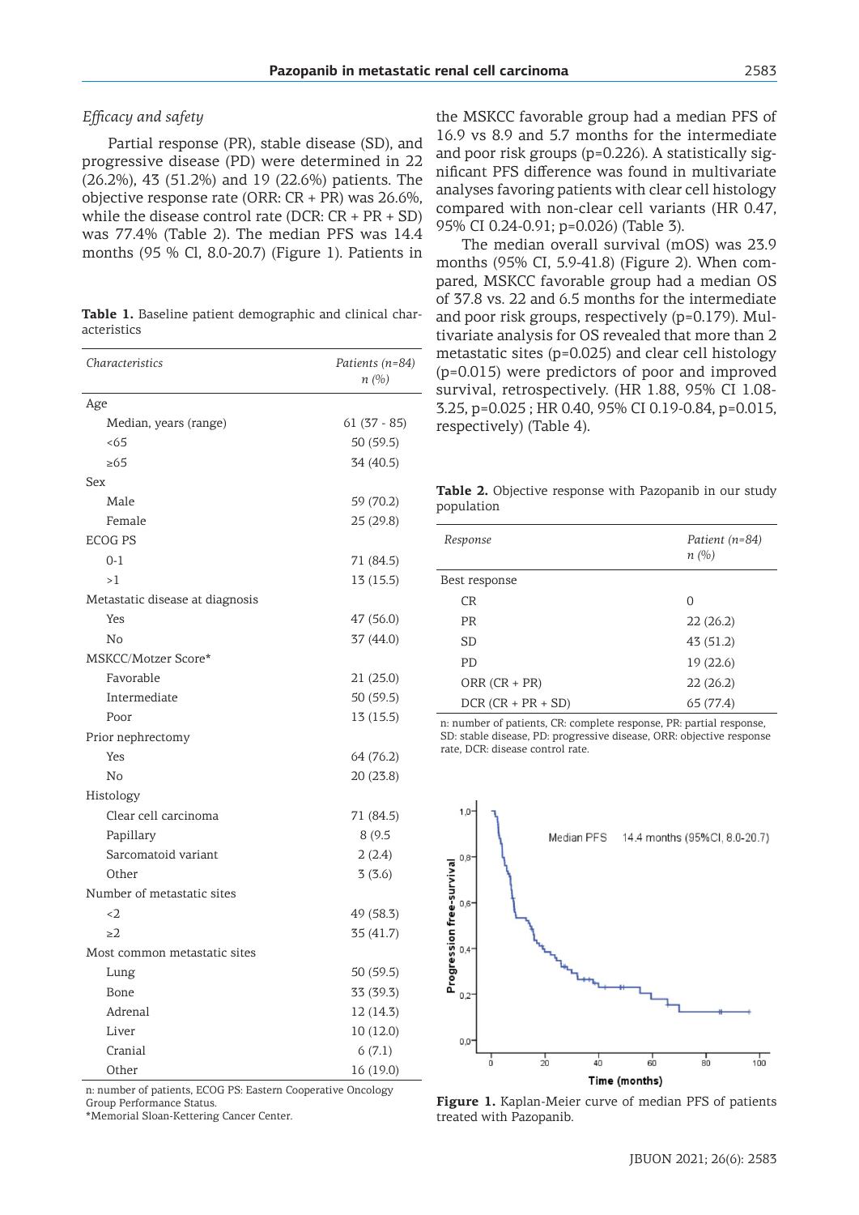### *Efficacy and safety*

Partial response (PR), stable disease (SD), and progressive disease (PD) were determined in 22 (26.2%), 43 (51.2%) and 19 (22.6%) patients. The objective response rate (ORR: CR + PR) was 26.6%, while the disease control rate (DCR: CR + PR + SD) was 77.4% (Table 2). The median PFS was 14.4 months (95 % CI, 8.0-20.7) (Figure 1). Patients in the MSKCC favorable group had a median PFS of 16.9 vs 8.9 and 5.7 months for the intermediate and poor risk groups (p=0.226). A statistically significant PFS difference was found in multivariate analyses favoring patients with clear cell histology compared with non-clear cell variants (HR 0.47, 95% CI 0.24-0.91; p=0.026) (Table 3).

The median overall survival (mOS) was 23.9 months (95% CI, 5.9-41.8) (Figure 2). When compared, MSKCC favorable group had a median OS of 37.8 vs. 22 and 6.5 months for the intermediate and poor risk groups, respectively (p=0.179). Multivariate analysis for OS revealed that more than 2 metastatic sites (p=0.025) and clear cell histology (p=0.015) were predictors of poor and improved survival, retrospectively. (HR 1.88, 95% CI 1.08-3.25, p=0.025 ; HR 0.40, 95% CI 0.19-0.84, p=0.015, respectively) (Table 4).

**Table 1.** Baseline patient demographic and clinical characteristics

| *Characteristics* | *Patients (n=84) n (%)* |
|---|---|
| Age | |
| Median, years (range) | 61 (37 - 85) |
| <65 | 50 (59.5) |
| ≥65 | 34 (40.5) |
| Sex | |
| Male | 59 (70.2) |
| Female | 25 (29.8) |
| ECOG PS | |
| 0-1 | 71 (84.5) |
| >1 | 13 (15.5) |
| Metastatic disease at diagnosis | |
| Yes | 47 (56.0) |
| No | 37 (44.0) |
| MSKCC/Motzer Score* | |
| Favorable | 21 (25.0) |
| Intermediate | 50 (59.5) |
| Poor | 13 (15.5) |
| Prior nephrectomy | |
| Yes | 64 (76.2) |
| No | 20 (23.8) |
| Histology | |
| Clear cell carcinoma | 71 (84.5) |
| Papillary | 8 (9.5 |
| Sarcomatoid variant | 2 (2.4) |
| Other | 3 (3.6) |
| Number of metastatic sites | |
| <2 | 49 (58.3) |
| ≥2 | 35 (41.7) |
| Most common metastatic sites | |
| Lung | 50 (59.5) |
| Bone | 33 (39.3) |
| Adrenal | 12 (14.3) |
| Liver | 10 (12.0) |
| Cranial | 6 (7.1) |
| Other | 16 (19.0) |

n: number of patients, ECOG PS: Eastern Cooperative Oncology Group Performance Status.
*Memorial Sloan-Kettering Cancer Center.

**Table 2.** Objective response with Pazopanib in our study population

| *Response* | *Patient (n=84) n (%)* |
|---|---|
| Best response | |
| CR | 0 |
| PR | 22 (26.2) |
| SD | 43 (51.2) |
| PD | 19 (22.6) |
| ORR (CR + PR) | 22 (26.2) |
| DCR (CR + PR + SD) | 65 (77.4) |

n: number of patients, CR: complete response, PR: partial response, SD: stable disease, PD: progressive disease, ORR: objective response rate, DCR: disease control rate.

**Figure 1.** Kaplan-Meier curve of median PFS of patients treated with Pazopanib.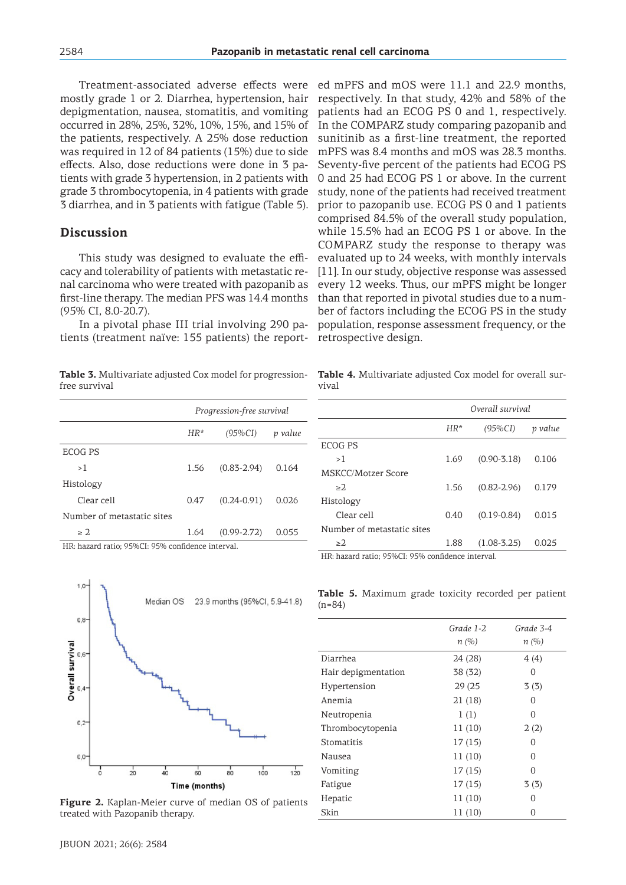Treatment-associated adverse effects were mostly grade 1 or 2. Diarrhea, hypertension, hair depigmentation, nausea, stomatitis, and vomiting occurred in 28%, 25%, 32%, 10%, 15%, and 15% of the patients, respectively. A 25% dose reduction was required in 12 of 84 patients (15%) due to side effects. Also, dose reductions were done in 3 patients with grade 3 hypertension, in 2 patients with grade 3 thrombocytopenia, in 4 patients with grade 3 diarrhea, and in 3 patients with fatigue (Table 5).

## Discussion

This study was designed to evaluate the efficacy and tolerability of patients with metastatic renal carcinoma who were treated with pazopanib as first-line therapy. The median PFS was 14.4 months (95% CI, 8.0-20.7).

In a pivotal phase III trial involving 290 patients (treatment naïve: 155 patients) the reported mPFS and mOS were 11.1 and 22.9 months, respectively. In that study, 42% and 58% of the patients had an ECOG PS 0 and 1, respectively. In the COMPARZ study comparing pazopanib and sunitinib as a first-line treatment, the reported mPFS was 8.4 months and mOS was 28.3 months. Seventy-five percent of the patients had ECOG PS 0 and 25 had ECOG PS 1 or above. In the current study, none of the patients had received treatment prior to pazopanib use. ECOG PS 0 and 1 patients comprised 84.5% of the overall study population, while 15.5% had an ECOG PS 1 or above. In the COMPARZ study the response to therapy was evaluated up to 24 weeks, with monthly intervals [11]. In our study, objective response was assessed every 12 weeks. Thus, our mPFS might be longer than that reported in pivotal studies due to a number of factors including the ECOG PS in the study population, response assessment frequency, or the retrospective design.

**Table 3.** Multivariate adjusted Cox model for progression-free survival

| | *Progression-free survival* | | |
|---|---|---|---|
| | *HR\** | *(95%CI)* | *p value* |
| ECOG PS | | | |
| >1 | 1.56 | (0.83-2.94) | 0.164 |
| Histology | | | |
| Clear cell | 0.47 | (0.24-0.91) | 0.026 |
| Number of metastatic sites | | | |
| ≥ 2 | 1.64 | (0.99-2.72) | 0.055 |

HR: hazard ratio; 95%CI: 95% confidence interval.

**Table 4.** Multivariate adjusted Cox model for overall survival

| | *Overall survival* | | |
|---|---|---|---|
| | *HR\** | *(95%CI)* | *p value* |
| ECOG PS | | | |
| >1 | 1.69 | (0.90-3.18) | 0.106 |
| MSKCC/Motzer Score | | | |
| ≥2 | 1.56 | (0.82-2.96) | 0.179 |
| Histology | | | |
| Clear cell | 0.40 | (0.19-0.84) | 0.015 |
| Number of metastatic sites | | | |
| ≥2 | 1.88 | (1.08-3.25) | 0.025 |

HR: hazard ratio; 95%CI: 95% confidence interval.

**Figure 2.** Kaplan-Meier curve of median OS of patients treated with Pazopanib therapy.

**Table 5.** Maximum grade toxicity recorded per patient (n=84)

| | *Grade 1-2* *n (%)* | *Grade 3-4* *n (%)* |
|---|---|---|
| Diarrhea | 24 (28) | 4 (4) |
| Hair depigmentation | 38 (32) | 0 |
| Hypertension | 29 (25 | 3 (3) |
| Anemia | 21 (18) | 0 |
| Neutropenia | 1 (1) | 0 |
| Thrombocytopenia | 11 (10) | 2 (2) |
| Stomatitis | 17 (15) | 0 |
| Nausea | 11 (10) | 0 |
| Vomiting | 17 (15) | 0 |
| Fatigue | 17 (15) | 3 (3) |
| Hepatic | 11 (10) | 0 |
| Skin | 11 (10) | 0 |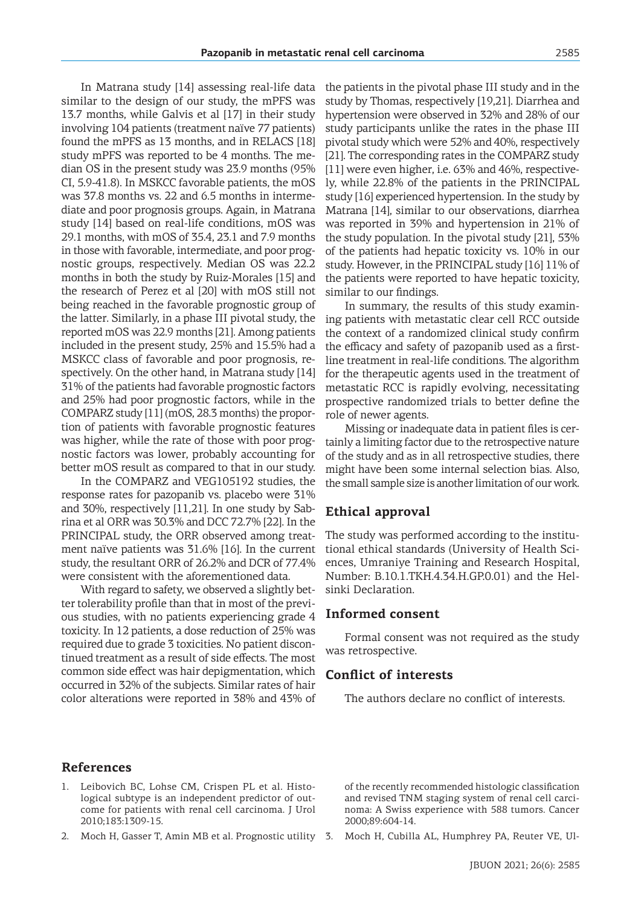In Matrana study [14] assessing real-life data similar to the design of our study, the mPFS was 13.7 months, while Galvis et al [17] in their study involving 104 patients (treatment naïve 77 patients) found the mPFS as 13 months, and in RELACS [18] study mPFS was reported to be 4 months. The median OS in the present study was 23.9 months (95% CI, 5.9-41.8). In MSKCC favorable patients, the mOS was 37.8 months vs. 22 and 6.5 months in intermediate and poor prognosis groups. Again, in Matrana study [14] based on real-life conditions, mOS was 29.1 months, with mOS of 35.4, 23.1 and 7.9 months in those with favorable, intermediate, and poor prognostic groups, respectively. Median OS was 22.2 months in both the study by Ruiz-Morales [15] and the research of Perez et al [20] with mOS still not being reached in the favorable prognostic group of the latter. Similarly, in a phase III pivotal study, the reported mOS was 22.9 months [21]. Among patients included in the present study, 25% and 15.5% had a MSKCC class of favorable and poor prognosis, respectively. On the other hand, in Matrana study [14] 31% of the patients had favorable prognostic factors and 25% had poor prognostic factors, while in the COMPARZ study [11] (mOS, 28.3 months) the proportion of patients with favorable prognostic factors was higher, while the rate of those with poor prognostic factors was lower, probably accounting for better mOS result as compared to that in our study.

In the COMPARZ and VEG105192 studies, the response rates for pazopanib vs. placebo were 31% and 30%, respectively [11,21]. In one study by Sabrina et al ORR was 30.3% and DCC 72.7% [22]. In the PRINCIPAL study, the ORR observed among treatment naïve patients was 31.6% [16]. In the current study, the resultant ORR of 26.2% and DCR of 77.4% were consistent with the aforementioned data.

With regard to safety, we observed a slightly better tolerability profile than that in most of the previous studies, with no patients experiencing grade 4 toxicity. In 12 patients, a dose reduction of 25% was required due to grade 3 toxicities. No patient discontinued treatment as a result of side effects. The most common side effect was hair depigmentation, which occurred in 32% of the subjects. Similar rates of hair color alterations were reported in 38% and 43% of the patients in the pivotal phase III study and in the study by Thomas, respectively [19,21]. Diarrhea and hypertension were observed in 32% and 28% of our study participants unlike the rates in the phase III pivotal study which were 52% and 40%, respectively [21]. The corresponding rates in the COMPARZ study [11] were even higher, i.e. 63% and 46%, respectively, while 22.8% of the patients in the PRINCIPAL study [16] experienced hypertension. In the study by Matrana [14], similar to our observations, diarrhea was reported in 39% and hypertension in 21% of the study population. In the pivotal study [21], 53% of the patients had hepatic toxicity vs. 10% in our study. However, in the PRINCIPAL study [16] 11% of the patients were reported to have hepatic toxicity, similar to our findings.

In summary, the results of this study examining patients with metastatic clear cell RCC outside the context of a randomized clinical study confirm the efficacy and safety of pazopanib used as a first-line treatment in real-life conditions. The algorithm for the therapeutic agents used in the treatment of metastatic RCC is rapidly evolving, necessitating prospective randomized trials to better define the role of newer agents.

Missing or inadequate data in patient files is certainly a limiting factor due to the retrospective nature of the study and as in all retrospective studies, there might have been some internal selection bias. Also, the small sample size is another limitation of our work.

## Ethical approval

The study was performed according to the institutional ethical standards (University of Health Sciences, Umraniye Training and Research Hospital, Number: B.10.1.TKH.4.34.H.GP.0.01) and the Helsinki Declaration.

## Informed consent

Formal consent was not required as the study was retrospective.

## Conflict of interests

The authors declare no conflict of interests.

## References

1. Leibovich BC, Lohse CM, Crispen PL et al. Histological subtype is an independent predictor of outcome for patients with renal cell carcinoma. J Urol 2010;183:1309-15.
2. Moch H, Gasser T, Amin MB et al. Prognostic utility of the recently recommended histologic classification and revised TNM staging system of renal cell carcinoma: A Swiss experience with 588 tumors. Cancer 2000;89:604-14.
3. Moch H, Cubilla AL, Humphrey PA, Reuter VE, Ul-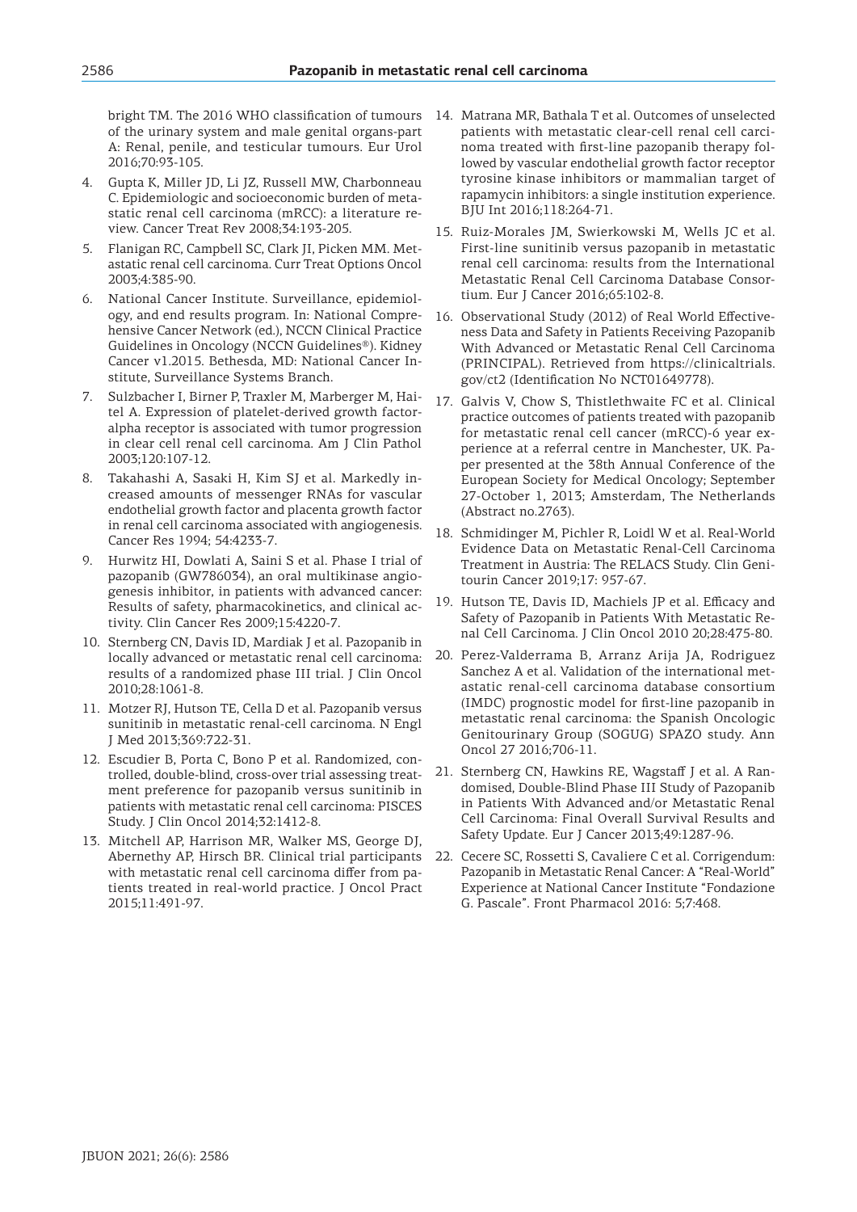bright TM. The 2016 WHO classification of tumours of the urinary system and male genital organs-part A: Renal, penile, and testicular tumours. Eur Urol 2016;70:93-105.

4. Gupta K, Miller JD, Li JZ, Russell MW, Charbonneau C. Epidemiologic and socioeconomic burden of metastatic renal cell carcinoma (mRCC): a literature review. Cancer Treat Rev 2008;34:193-205.
5. Flanigan RC, Campbell SC, Clark JI, Picken MM. Metastatic renal cell carcinoma. Curr Treat Options Oncol 2003;4:385-90.
6. National Cancer Institute. Surveillance, epidemiology, and end results program. In: National Comprehensive Cancer Network (ed.), NCCN Clinical Practice Guidelines in Oncology (NCCN Guidelines®). Kidney Cancer v1.2015. Bethesda, MD: National Cancer Institute, Surveillance Systems Branch.
7. Sulzbacher I, Birner P, Traxler M, Marberger M, Haitel A. Expression of platelet-derived growth factor-alpha receptor is associated with tumor progression in clear cell renal cell carcinoma. Am J Clin Pathol 2003;120:107-12.
8. Takahashi A, Sasaki H, Kim SJ et al. Markedly increased amounts of messenger RNAs for vascular endothelial growth factor and placenta growth factor in renal cell carcinoma associated with angiogenesis. Cancer Res 1994; 54:4233-7.
9. Hurwitz HI, Dowlati A, Saini S et al. Phase I trial of pazopanib (GW786034), an oral multikinase angiogenesis inhibitor, in patients with advanced cancer: Results of safety, pharmacokinetics, and clinical activity. Clin Cancer Res 2009;15:4220-7.
10. Sternberg CN, Davis ID, Mardiak J et al. Pazopanib in locally advanced or metastatic renal cell carcinoma: results of a randomized phase III trial. J Clin Oncol 2010;28:1061-8.
11. Motzer RJ, Hutson TE, Cella D et al. Pazopanib versus sunitinib in metastatic renal-cell carcinoma. N Engl J Med 2013;369:722-31.
12. Escudier B, Porta C, Bono P et al. Randomized, controlled, double-blind, cross-over trial assessing treatment preference for pazopanib versus sunitinib in patients with metastatic renal cell carcinoma: PISCES Study. J Clin Oncol 2014;32:1412-8.
13. Mitchell AP, Harrison MR, Walker MS, George DJ, Abernethy AP, Hirsch BR. Clinical trial participants with metastatic renal cell carcinoma differ from patients treated in real-world practice. J Oncol Pract 2015;11:491-97.
14. Matrana MR, Bathala T et al. Outcomes of unselected patients with metastatic clear-cell renal cell carcinoma treated with first-line pazopanib therapy followed by vascular endothelial growth factor receptor tyrosine kinase inhibitors or mammalian target of rapamycin inhibitors: a single institution experience. BJU Int 2016;118:264-71.
15. Ruiz-Morales JM, Swierkowski M, Wells JC et al. First-line sunitinib versus pazopanib in metastatic renal cell carcinoma: results from the International Metastatic Renal Cell Carcinoma Database Consortium. Eur J Cancer 2016;65:102-8.
16. Observational Study (2012) of Real World Effectiveness Data and Safety in Patients Receiving Pazopanib With Advanced or Metastatic Renal Cell Carcinoma (PRINCIPAL). Retrieved from https://clinicaltrials.gov/ct2 (Identification No NCT01649778).
17. Galvis V, Chow S, Thistlethwaite FC et al. Clinical practice outcomes of patients treated with pazopanib for metastatic renal cell cancer (mRCC)-6 year experience at a referral centre in Manchester, UK. Paper presented at the 38th Annual Conference of the European Society for Medical Oncology; September 27-October 1, 2013; Amsterdam, The Netherlands (Abstract no.2763).
18. Schmidinger M, Pichler R, Loidl W et al. Real-World Evidence Data on Metastatic Renal-Cell Carcinoma Treatment in Austria: The RELACS Study. Clin Genitourin Cancer 2019;17: 957-67.
19. Hutson TE, Davis ID, Machiels JP et al. Efficacy and Safety of Pazopanib in Patients With Metastatic Renal Cell Carcinoma. J Clin Oncol 2010 20;28:475-80.
20. Perez-Valderrama B, Arranz Arija JA, Rodriguez Sanchez A et al. Validation of the international metastatic renal-cell carcinoma database consortium (IMDC) prognostic model for first-line pazopanib in metastatic renal carcinoma: the Spanish Oncologic Genitourinary Group (SOGUG) SPAZO study. Ann Oncol 27 2016;706-11.
21. Sternberg CN, Hawkins RE, Wagstaff J et al. A Randomised, Double-Blind Phase III Study of Pazopanib in Patients With Advanced and/or Metastatic Renal Cell Carcinoma: Final Overall Survival Results and Safety Update. Eur J Cancer 2013;49:1287-96.
22. Cecere SC, Rossetti S, Cavaliere C et al. Corrigendum: Pazopanib in Metastatic Renal Cancer: A "Real-World" Experience at National Cancer Institute "Fondazione G. Pascale". Front Pharmacol 2016: 5;7:468.